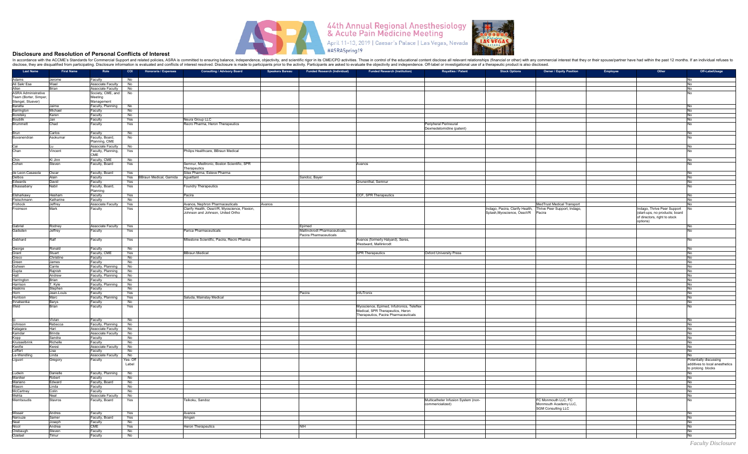# Disclosure and Resolution of Personal Conflicts of Interest

44th Annual Regional Anesthesiology & Acute Pain Medicine Meeting
April 11-13, 2019 | Caesar's Palace | Las Vegas, Nevada
#ASRASpring19

In accordance with the ACCME's Standards for Commercial Support and related policies, ASRA is committed to ensuring balance, independence, objectivity, and scientific rigor in its CME/CPD activities. Those in control of the educational content disclose all relevant relationships (financial or other) with any commercial interest that they or their spouse/partner have had within the past 12 months. If an individual refuses to disclose, they are disqualified from participating. Disclosure information is evaluated and conflicts of interest resolved. Disclosure is made to participants prior to the activity. Participants are asked to evaluate the objectivity and independence. Off-label or investigational use of a therapeutic product is also disclosed.

| Last Name | First Name | Role | COI | Honoraria / Expenses | Consulting / Advisory Board | Speakers Bureau | Funded Research (Individual) | Funded Research (Institution) | Royalties / Patent | Stock Options | Owner / Equity Position | Employee | Other | Off-Label/Usage |
|---|---|---|---|---|---|---|---|---|---|---|---|---|---|---|
| Adams | Jerome | Faculty | No | | | | | | | | | | | No |
| Ali Sakr Esa | Wael | Associate Faculty | No | | | | | | | | | | | No |
| Allen | Brian | Associate Faculty | No | | | | | | | | | | | No |
| ASRA Administrative Team (Borter, Simper, Stengel, Stuever) | | Society, CME, and Meeting Management | No | | | | | | | | | | | No |
| Baratta | Jaime | Faculty, Planning | No | | | | | | | | | | | No |
| Barrington | Michael | Faculty | No | | | | | | | | | | | No |
| Boretsky | Karen | Faculty | No | | | | | | | | | | | No |
| Boublik | Jan | Faculty | Yes | | Neura Group LLC | | | | | | | | | No |
| Brummett | Chad | Faculty | Yes | | Recro Pharma, Heron Therapeutics | | | | Peripheral Perineural Dexmedetomidine (patent) | | | | | No |
| Brun | Carlos | Faculty | No | | | | | | | | | | | No |
| Buvanendran | Asokumar | Faculty, Board, Planning, CME | No | | | | | | | | | | | No |
| Cai | Lu | Associate Faculty | No | | | | | | | | | | | No |
| Chan | Vincent | Faculty, Planning, CME | Yes | | Philips Healthcare, BBraun Medical | | | | | | | | | No |
| Chin | Ki Jinn | Faculty, CME | No | | | | | | | | | | | No |
| Cohen | Steven | Faculty, Board | Yes | | Semnur, Medtronic, Boston Scientific, SPR Therapeutics | | | Avanos | | | | | | No |
| de Leon-Casasola | Oscar | Faculty, Board | Yes | | Silex Pharma, Esteve Pharma | | | | | | | | | No |
| Delbos | Alain | Faculty | Yes | BBraun Medical, Gamida | Aguettant | | Sandoz, Bayer | | | | | | | No |
| Edwards | David | Faculty | Yes | | | | | Grunenthal, Semnur | | | | | | No |
| Elkassabany | Nabil | Faculty, Board, Planning | Yes | | Foundry Therapeutics | | | | | | | | | No |
| Elsharkawy | Hesham | Faculty | Yes | | Pacira | | | CCF, SPR Therapeutics | | | | | | No |
| Fleischmann | Katharine | Faculty | No | | | | | | | | | | | No |
| Frohock | Jeffrey | Associate Faculty | Yes | | Avanos, Nephron Pharmaceuticals | Avanos | | | | | MedTrust Medical Transport | | | No |
| Froimson | Mark | Faculty | Yes | | Clarify Health, OssoVR, Myoscience, Flexion, Johnson and Johnson, United Ortho | | | | | Indago, Pacira, Clarify Health, Splash,Myoscience, OssoVR | Thrive Peer Support, Indago, Pacira | | Indago, Thrive Peer Support (start-ups, no products; board of directors, right to stock options) | No |
| Gabriel | Rodney | Associate Faculty | Yes | | | | Epimed | | | | | | | No |
| Gadsden | Jeffrey | Faculty | Yes | | Parica Pharmaceuticals | | Mallinckrodt Pharmaceuticals, Pacira Pharmaceuticals | | | | | | | No |
| Gebhard | Ralf | Faculty | Yes | | Milestone Scientific, Pacira, Recro Pharma | | | Avanos (formerly Halyard), Seres, Westward, Mallinkrodt | | | | | | No |
| George | Ronald | Faculty | No | | | | | | | | | | | No |
| Grant | Stuart | Faculty, CME | Yes | | BBraun Medical | | | SPR Therapeutics | Oxford University Press | | | | | No |
| Greco | Christine | Faculty | No | | | | | | | | | | | No |
| Green | James | Faculty | No | | | | | | | | | | | No |
| Guheen | Carrie | Faculty, Planning | No | | | | | | | | | | | No |
| Gupta | Rajnish | Faculty, Planning | No | | | | | | | | | | | No |
| Hall | Andrew | Faculty, Planning | No | | | | | | | | | | | No |
| Harrington | Brian | Faculty | No | | | | | | | | | | | No |
| Harrison | T. Kyle | Faculty, Planning | No | | | | | | | | | | | No |
| Haskins | Stephen | Faculty | No | | | | | | | | | | | No |
| Horn | Jean-Louis | Faculty | Yes | | | | Pacira | InfuTronix | | | | | | No |
| Huntoon | Marc | Faculty, Planning | Yes | | Saluda, Mainstay Medical | | | | | | | | | No |
| Ihnatsenka | Barys | Faculty | No | | | | | | | | | | | No |
| Ilfeld | Brian | Faculty | Yes | | | | | Myoscience, Epimed, Infutronics, Teleflex Medical, SPR Therapeutics, Heron Therapeutics, Pacira Pharmaceuticals | | | | | | No |
| Ip | Vivian | Faculty | No | | | | | | | | | | | No |
| Johnson | Rebecca | Faculty, Planning | No | | | | | | | | | | | No |
| Kalagara | Hari | Associate Faculty | No | | | | | | | | | | | No |
| Kamdar | Brinda | Associate Faculty | No | | | | | | | | | | | No |
| Kopp | Sandra | Faculty | No | | | | | | | | | | | No |
| Kruisselbrink | Richelle | Faculty | No | | | | | | | | | | | No |
| Kwofie | Kwesi | Associate Faculty | No | | | | | | | | | | | No |
| Leffert | Lisa | Faculty | No | | | | | | | | | | | No |
| Le-Wendling | Linda | Associate Faculty | No | | | | | | | | | | | No |
| Liguori | Gregory | Faculty | Yes- Off Label | | | | | | | | | | | Potentially discussing additives to local anesthetics to prolong blocks |
| Ludwin | Danielle | Faculty, Planning | No | | | | | | | | | | | No |
| Maniker | Robert | Faculty | No | | | | | | | | | | | No |
| Mariano | Edward | Faculty, Board | No | | | | | | | | | | | No |
| Mason | Linda | Faculty | No | | | | | | | | | | | No |
| McCartney | Colin | Faculty | No | | | | | | | | | | | No |
| Mehta | Neal | Associate Faculty | No | | | | | | | | | | | No |
| Memtsoudis | Stavros | Faculty, Board | Yes | | Teikoku, Sandoz | | | | Multicatheter Infusion System (non-commercialized) | | FC Monmouth LLC, FC Monmouth Academy LLC, SGM Consulting LLC | | | No |
| Missair | Andres | Faculty | Yes | | Avanos | | | | | | | | | No |
| Narouze | Samer | Faculty, Board | Yes | | Amgen | | | | | | | | | No |
| Neal | Joseph | Faculty | No | | | | | | | | | | | No |
| Nicol | Andrea | CME | Yes | | Heron Therapeutics | | NIH | | | | | | | No |
| Orebaugh | Steven | Faculty | No | | | | | | | | | | | No |
| Ozelsel | Timur | Faculty | No | | | | | | | | | | | No |

*Faculty Disclosure*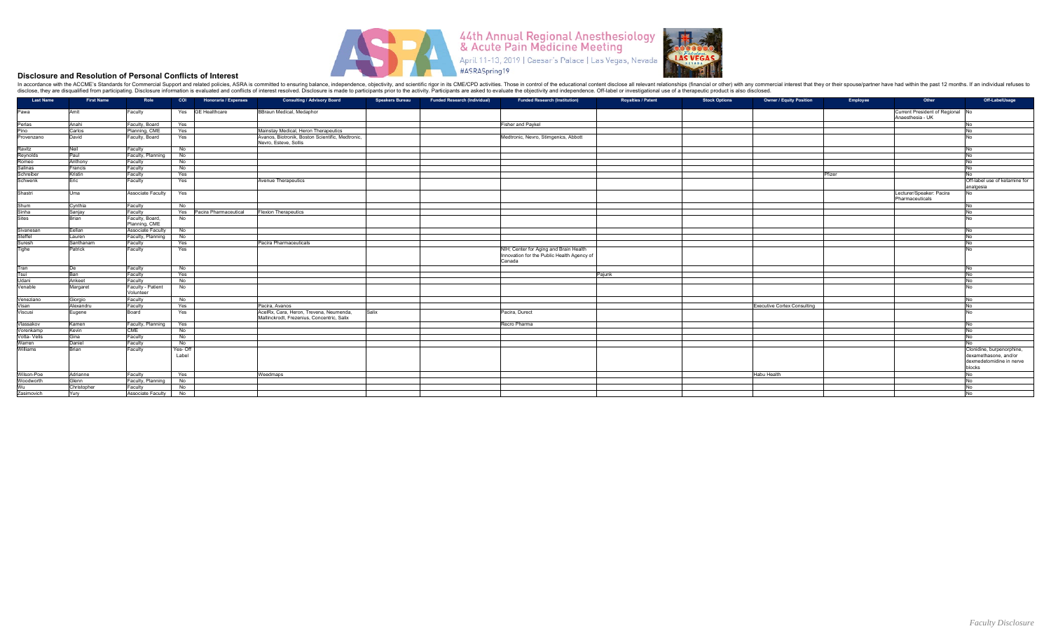## Disclosure and Resolution of Personal Conflicts of Interest

In accordance with the ACCME's Standards for Commercial Support and related policies, ASRA is committed to ensuring balance, independence, objectivity, and scientific rigor in its CME/CPD activities. Those in control of the educational content disclose all relevant relationships (financial or other) with any commercial interest that they or their spouse/partner have had within the past 12 months. If an individual refuses to disclose, they are disqualified from participating. Disclosure information is evaluated and conflicts of interest resolved. Disclosure is made to participants prior to the activity. Participants are asked to evaluate the objectivity and independence. Off-label or investigational use of a therapeutic product is also disclosed.

| Last Name | First Name | Role | COI | Honoraria / Expenses | Consulting / Advisory Board | Speakers Bureau | Funded Research (Individual) | Funded Research (Institution) | Royalties / Patent | Stock Options | Owner / Equity Position | Employee | Other | Off-Label/Usage |
|---|---|---|---|---|---|---|---|---|---|---|---|---|---|---|
| Pawa | Amit | Faculty | Yes | GE Healthcare | BBraun Medical, Medaphor | | | | | | | | Current President of Regional Anaesthesia - UK | No |
| Perlas | Anahi | Faculty, Board | Yes | | | | | Fisher and Paykel | | | | | | No |
| Pino | Carlos | Planning, CME | Yes | | Mainstay Medical, Heron Therapeutics | | | | | | | | | No |
| Provenzano | David | Faculty, Board | Yes | | Avanos, Biotronik, Boston Scientific, Medtronic, Nevro, Esteve, Sollis | | | Medtronic, Nevro, Stimgenics, Abbott | | | | | | No |
| Ravitz | Neil | Faculty | No | | | | | | | | | | | No |
| Reynolds | Paul | Faculty, Planning | No | | | | | | | | | | | No |
| Romeo | Anthony | Faculty | No | | | | | | | | | | | No |
| Salinas | Francis | Faculty | No | | | | | | | | | | | No |
| Schreiber | Kristin | Faculty | Yes | | | | | | | | | Pfizer | | No |
| Schwenk | Eric | Faculty | Yes | | Avenue Therapeutics | | | | | | | | | Off-label use of ketamine for analgesia |
| Shastri | Uma | Associate Faculty | Yes | | | | | | | | | | Lecturer/Speaker: Pacira Pharmaceuticals | No |
| Shum | Cynthia | Faculty | No | | | | | | | | | | | No |
| Sinha | Sanjay | Faculty | Yes | Pacira Pharmaceutical | Flexion Therapeutics | | | | | | | | | No |
| Sites | Brian | Faculty, Board, Planning, CME | No | | | | | | | | | | | No |
| Sivanesan | Eellan | Associate Faculty | No | | | | | | | | | | | No |
| Steffel | Lauren | Faculty, Planning | No | | | | | | | | | | | No |
| Suresh | Santhanam | Faculty | Yes | | Pacira Pharmaceuticals | | | | | | | | | No |
| Tighe | Patrick | Faculty | Yes | | | | | NIH; Center for Aging and Brain Health Innovation for the Public Health Agency of Canada | | | | | | No |
| Tran | De | Faculty | No | | | | | | | | | | | No |
| Tsui | Ban | Faculty | Yes | | | | | | Pajunk | | | | | No |
| Udani | Ankeet | Faculty | No | | | | | | | | | | | No |
| Venable | Margaret | Faculty - Patient Volunteer | No | | | | | | | | | | | No |
| Veneziano | Giorgio | Faculty | No | | | | | | | | | | | No |
| Visan | Alexandru | Faculty | Yes | | Pacira, Avanos | | | | | | Executive Cortex Consulting | | | No |
| Viscusi | Eugene | Board | Yes | | AcelRx, Cara, Heron, Trevena, Neumenda, Mallinckrodt, Frezenius, Concentric, Salix | Salix | | Pacira, Durect | | | | | | No |
| Vlassakov | Kamen | Faculty, Planning | Yes | | | | | Recro Pharma | | | | | | No |
| Vorenkamp | Kevin | CME | No | | | | | | | | | | | No |
| Votta- Velis | Gina | Faculty | No | | | | | | | | | | | No |
| Warren | Daniel | Faculty | No | | | | | | | | | | | No |
| Williams | Brian | Faculty | Yes- Off Label | | | | | | | | | | | Clonidine, burpenorphine, dexamethasone, and/or dexmedetomidine in nerve blocks |
| Wilson-Poe | Adrianne | Faculty | Yes | | Weedmaps | | | | | | Habu Health | | | No |
| Woodworth | Glenn | Faculty, Planning | No | | | | | | | | | | | No |
| Wu | Christopher | Faculty | No | | | | | | | | | | | No |
| Zasimovich | Yury | Associate Faculty | No | | | | | | | | | | | No |